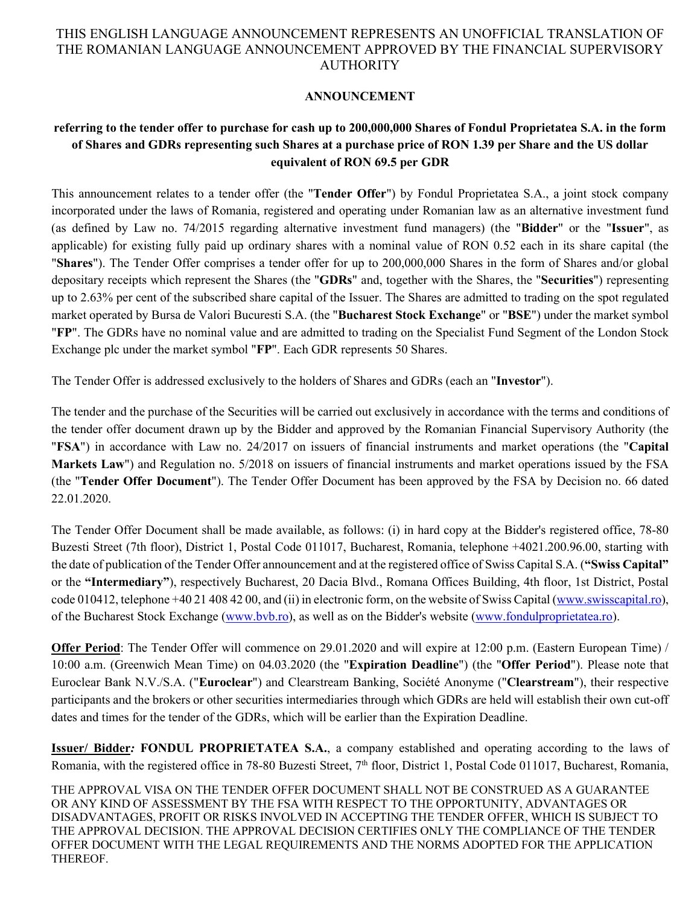THIS ENGLISH LANGUAGE ANNOUNCEMENT REPRESENTS AN UNOFFICIAL TRANSLATION OF THE ROMANIAN LANGUAGE ANNOUNCEMENT APPROVED BY THE FINANCIAL SUPERVISORY AUTHORITY

# ANNOUNCEMENT

## referring to the tender offer to purchase for cash up to 200,000,000 Shares of Fondul Proprietatea S.A. in the form of Shares and GDRs representing such Shares at a purchase price of RON 1.39 per Share and the US dollar equivalent of RON 69.5 per GDR

This announcement relates to a tender offer (the "**Tender Offer**") by Fondul Proprietatea S.A., a joint stock company incorporated under the laws of Romania, registered and operating under Romanian law as an alternative investment fund (as defined by Law no. 74/2015 regarding alternative investment fund managers) (the "**Bidder**" or the "**Issuer**", as applicable) for existing fully paid up ordinary shares with a nominal value of RON 0.52 each in its share capital (the "**Shares**"). The Tender Offer comprises a tender offer for up to 200,000,000 Shares in the form of Shares and/or global depositary receipts which represent the Shares (the "**GDRs**" and, together with the Shares, the "**Securities**") representing up to 2.63% per cent of the subscribed share capital of the Issuer. The Shares are admitted to trading on the spot regulated market operated by Bursa de Valori Bucuresti S.A. (the "**Bucharest Stock Exchange**" or "**BSE**") under the market symbol "**FP**". The GDRs have no nominal value and are admitted to trading on the Specialist Fund Segment of the London Stock Exchange plc under the market symbol "**FP**". Each GDR represents 50 Shares.

The Tender Offer is addressed exclusively to the holders of Shares and GDRs (each an "**Investor**").

The tender and the purchase of the Securities will be carried out exclusively in accordance with the terms and conditions of the tender offer document drawn up by the Bidder and approved by the Romanian Financial Supervisory Authority (the "**FSA**") in accordance with Law no. 24/2017 on issuers of financial instruments and market operations (the "**Capital Markets Law**") and Regulation no. 5/2018 on issuers of financial instruments and market operations issued by the FSA (the "**Tender Offer Document**"). The Tender Offer Document has been approved by the FSA by Decision no. 66 dated 22.01.2020.

The Tender Offer Document shall be made available, as follows: (i) in hard copy at the Bidder's registered office, 78-80 Buzesti Street (7th floor), District 1, Postal Code 011017, Bucharest, Romania, telephone +4021.200.96.00, starting with the date of publication of the Tender Offer announcement and at the registered office of Swiss Capital S.A. (**"Swiss Capital"** or the **"Intermediary"**), respectively Bucharest, 20 Dacia Blvd., Romana Offices Building, 4th floor, 1st District, Postal code 010412, telephone +40 21 408 42 00, and (ii) in electronic form, on the website of Swiss Capital (www.swisscapital.ro), of the Bucharest Stock Exchange (www.bvb.ro), as well as on the Bidder's website (www.fondulproprietatea.ro).

**Offer Period**: The Tender Offer will commence on 29.01.2020 and will expire at 12:00 p.m. (Eastern European Time) / 10:00 a.m. (Greenwich Mean Time) on 04.03.2020 (the "**Expiration Deadline**") (the "**Offer Period**"). Please note that Euroclear Bank N.V./S.A. ("**Euroclear**") and Clearstream Banking, Société Anonyme ("**Clearstream**"), their respective participants and the brokers or other securities intermediaries through which GDRs are held will establish their own cut-off dates and times for the tender of the GDRs, which will be earlier than the Expiration Deadline.

**Issuer/ Bidder*:*** **FONDUL PROPRIETATEA S.A.**, a company established and operating according to the laws of Romania, with the registered office in 78-80 Buzesti Street, 7th floor, District 1, Postal Code 011017, Bucharest, Romania,

THE APPROVAL VISA ON THE TENDER OFFER DOCUMENT SHALL NOT BE CONSTRUED AS A GUARANTEE OR ANY KIND OF ASSESSMENT BY THE FSA WITH RESPECT TO THE OPPORTUNITY, ADVANTAGES OR DISADVANTAGES, PROFIT OR RISKS INVOLVED IN ACCEPTING THE TENDER OFFER, WHICH IS SUBJECT TO THE APPROVAL DECISION. THE APPROVAL DECISION CERTIFIES ONLY THE COMPLIANCE OF THE TENDER OFFER DOCUMENT WITH THE LEGAL REQUIREMENTS AND THE NORMS ADOPTED FOR THE APPLICATION THEREOF.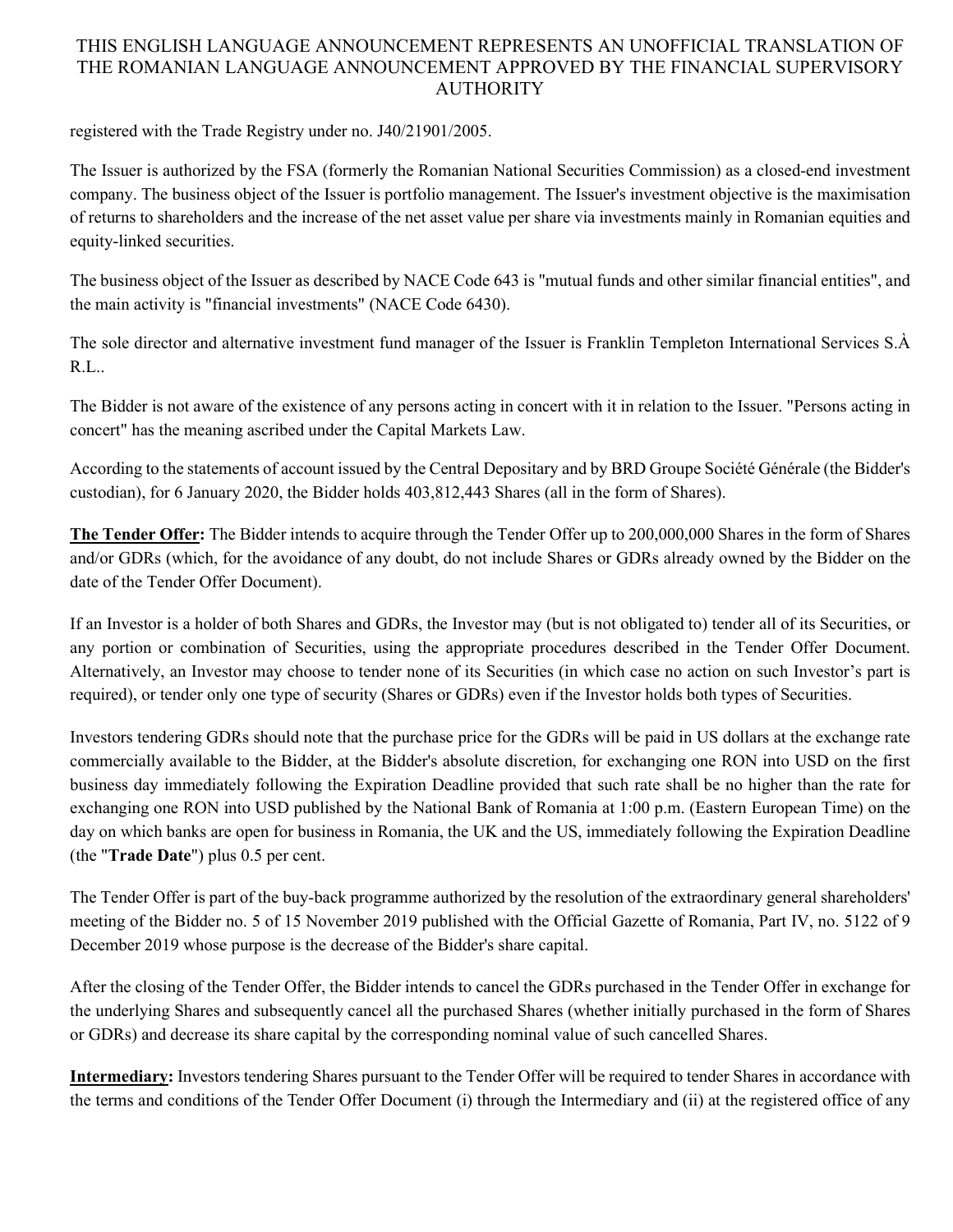registered with the Trade Registry under no. J40/21901/2005.

The Issuer is authorized by the FSA (formerly the Romanian National Securities Commission) as a closed-end investment company. The business object of the Issuer is portfolio management. The Issuer's investment objective is the maximisation of returns to shareholders and the increase of the net asset value per share via investments mainly in Romanian equities and equity-linked securities.

The business object of the Issuer as described by NACE Code 643 is "mutual funds and other similar financial entities", and the main activity is "financial investments" (NACE Code 6430).

The sole director and alternative investment fund manager of the Issuer is Franklin Templeton International Services S.À R.L..

The Bidder is not aware of the existence of any persons acting in concert with it in relation to the Issuer. "Persons acting in concert" has the meaning ascribed under the Capital Markets Law.

According to the statements of account issued by the Central Depositary and by BRD Groupe Société Générale (the Bidder's custodian), for 6 January 2020, the Bidder holds 403,812,443 Shares (all in the form of Shares).

**The Tender Offer:** The Bidder intends to acquire through the Tender Offer up to 200,000,000 Shares in the form of Shares and/or GDRs (which, for the avoidance of any doubt, do not include Shares or GDRs already owned by the Bidder on the date of the Tender Offer Document).

If an Investor is a holder of both Shares and GDRs, the Investor may (but is not obligated to) tender all of its Securities, or any portion or combination of Securities, using the appropriate procedures described in the Tender Offer Document. Alternatively, an Investor may choose to tender none of its Securities (in which case no action on such Investor's part is required), or tender only one type of security (Shares or GDRs) even if the Investor holds both types of Securities.

Investors tendering GDRs should note that the purchase price for the GDRs will be paid in US dollars at the exchange rate commercially available to the Bidder, at the Bidder's absolute discretion, for exchanging one RON into USD on the first business day immediately following the Expiration Deadline provided that such rate shall be no higher than the rate for exchanging one RON into USD published by the National Bank of Romania at 1:00 p.m. (Eastern European Time) on the day on which banks are open for business in Romania, the UK and the US, immediately following the Expiration Deadline (the "**Trade Date**") plus 0.5 per cent.

The Tender Offer is part of the buy-back programme authorized by the resolution of the extraordinary general shareholders' meeting of the Bidder no. 5 of 15 November 2019 published with the Official Gazette of Romania, Part IV, no. 5122 of 9 December 2019 whose purpose is the decrease of the Bidder's share capital.

After the closing of the Tender Offer, the Bidder intends to cancel the GDRs purchased in the Tender Offer in exchange for the underlying Shares and subsequently cancel all the purchased Shares (whether initially purchased in the form of Shares or GDRs) and decrease its share capital by the corresponding nominal value of such cancelled Shares.

**Intermediary:** Investors tendering Shares pursuant to the Tender Offer will be required to tender Shares in accordance with the terms and conditions of the Tender Offer Document (i) through the Intermediary and (ii) at the registered office of any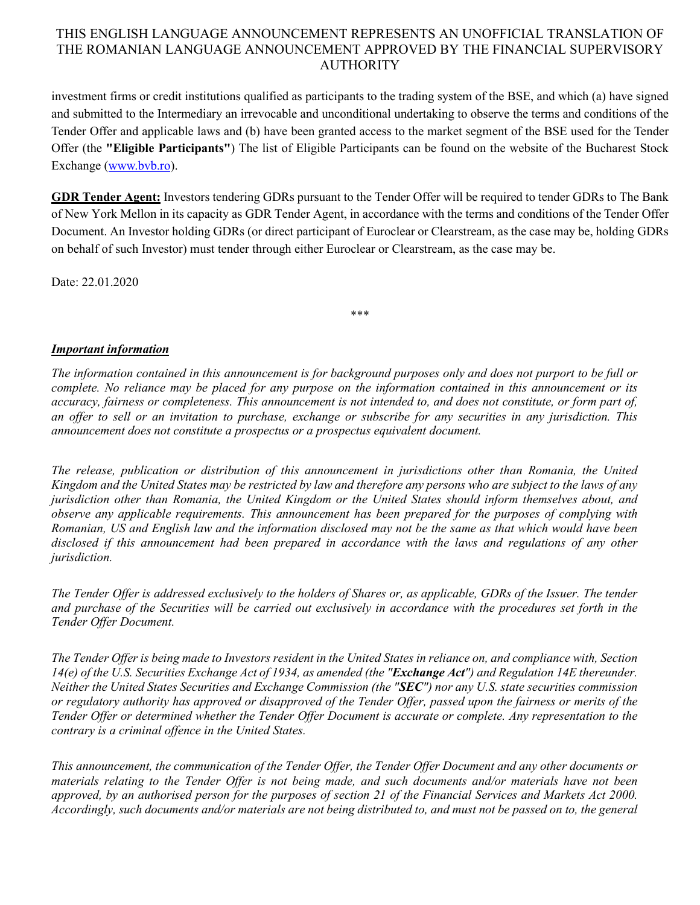investment firms or credit institutions qualified as participants to the trading system of the BSE, and which (a) have signed and submitted to the Intermediary an irrevocable and unconditional undertaking to observe the terms and conditions of the Tender Offer and applicable laws and (b) have been granted access to the market segment of the BSE used for the Tender Offer (the **"Eligible Participants"**) The list of Eligible Participants can be found on the website of the Bucharest Stock Exchange (www.bvb.ro).

**GDR Tender Agent:** Investors tendering GDRs pursuant to the Tender Offer will be required to tender GDRs to The Bank of New York Mellon in its capacity as GDR Tender Agent, in accordance with the terms and conditions of the Tender Offer Document. An Investor holding GDRs (or direct participant of Euroclear or Clearstream, as the case may be, holding GDRs on behalf of such Investor) must tender through either Euroclear or Clearstream, as the case may be.

Date: 22.01.2020

\*\*\*

***Important information***

*The information contained in this announcement is for background purposes only and does not purport to be full or complete. No reliance may be placed for any purpose on the information contained in this announcement or its accuracy, fairness or completeness. This announcement is not intended to, and does not constitute, or form part of, an offer to sell or an invitation to purchase, exchange or subscribe for any securities in any jurisdiction. This announcement does not constitute a prospectus or a prospectus equivalent document.*

*The release, publication or distribution of this announcement in jurisdictions other than Romania, the United Kingdom and the United States may be restricted by law and therefore any persons who are subject to the laws of any jurisdiction other than Romania, the United Kingdom or the United States should inform themselves about, and observe any applicable requirements. This announcement has been prepared for the purposes of complying with Romanian, US and English law and the information disclosed may not be the same as that which would have been disclosed if this announcement had been prepared in accordance with the laws and regulations of any other jurisdiction.*

*The Tender Offer is addressed exclusively to the holders of Shares or, as applicable, GDRs of the Issuer. The tender and purchase of the Securities will be carried out exclusively in accordance with the procedures set forth in the Tender Offer Document.*

*The Tender Offer is being made to Investors resident in the United States in reliance on, and compliance with, Section 14(e) of the U.S. Securities Exchange Act of 1934, as amended (the "**Exchange Act**") and Regulation 14E thereunder. Neither the United States Securities and Exchange Commission (the "**SEC**") nor any U.S. state securities commission or regulatory authority has approved or disapproved of the Tender Offer, passed upon the fairness or merits of the Tender Offer or determined whether the Tender Offer Document is accurate or complete. Any representation to the contrary is a criminal offence in the United States.*

*This announcement, the communication of the Tender Offer, the Tender Offer Document and any other documents or materials relating to the Tender Offer is not being made, and such documents and/or materials have not been approved, by an authorised person for the purposes of section 21 of the Financial Services and Markets Act 2000. Accordingly, such documents and/or materials are not being distributed to, and must not be passed on to, the general*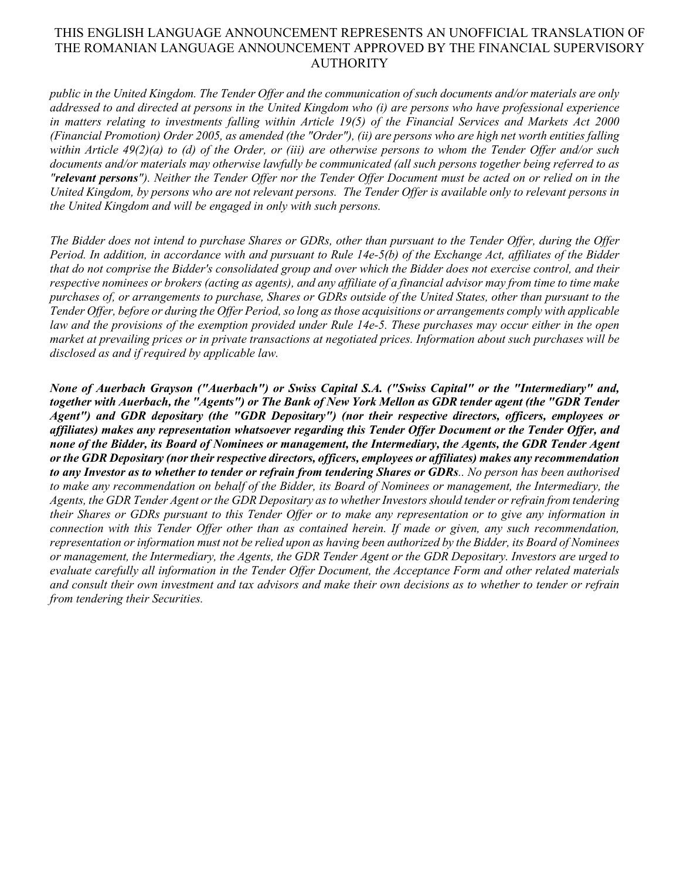*public in the United Kingdom. The Tender Offer and the communication of such documents and/or materials are only addressed to and directed at persons in the United Kingdom who (i) are persons who have professional experience in matters relating to investments falling within Article 19(5) of the Financial Services and Markets Act 2000 (Financial Promotion) Order 2005, as amended (the "Order"), (ii) are persons who are high net worth entities falling within Article 49(2)(a) to (d) of the Order, or (iii) are otherwise persons to whom the Tender Offer and/or such documents and/or materials may otherwise lawfully be communicated (all such persons together being referred to as* ***"relevant persons"****). Neither the Tender Offer nor the Tender Offer Document must be acted on or relied on in the United Kingdom, by persons who are not relevant persons. The Tender Offer is available only to relevant persons in the United Kingdom and will be engaged in only with such persons.*

*The Bidder does not intend to purchase Shares or GDRs, other than pursuant to the Tender Offer, during the Offer Period. In addition, in accordance with and pursuant to Rule 14e-5(b) of the Exchange Act, affiliates of the Bidder that do not comprise the Bidder's consolidated group and over which the Bidder does not exercise control, and their respective nominees or brokers (acting as agents), and any affiliate of a financial advisor may from time to time make purchases of, or arrangements to purchase, Shares or GDRs outside of the United States, other than pursuant to the Tender Offer, before or during the Offer Period, so long as those acquisitions or arrangements comply with applicable law and the provisions of the exemption provided under Rule 14e-5. These purchases may occur either in the open market at prevailing prices or in private transactions at negotiated prices. Information about such purchases will be disclosed as and if required by applicable law.*

***None of Auerbach Grayson ("Auerbach") or Swiss Capital S.A. ("Swiss Capital" or the "Intermediary" and, together with Auerbach, the "Agents") or The Bank of New York Mellon as GDR tender agent (the "GDR Tender Agent") and GDR depositary (the "GDR Depositary") (nor their respective directors, officers, employees or affiliates) makes any representation whatsoever regarding this Tender Offer Document or the Tender Offer, and none of the Bidder, its Board of Nominees or management, the Intermediary, the Agents, the GDR Tender Agent or the GDR Depositary (nor their respective directors, officers, employees or affiliates) makes any recommendation to any Investor as to whether to tender or refrain from tendering Shares or GDRs****.. No person has been authorised to make any recommendation on behalf of the Bidder, its Board of Nominees or management, the Intermediary, the Agents, the GDR Tender Agent or the GDR Depositary as to whether Investors should tender or refrain from tendering their Shares or GDRs pursuant to this Tender Offer or to make any representation or to give any information in connection with this Tender Offer other than as contained herein. If made or given, any such recommendation, representation or information must not be relied upon as having been authorized by the Bidder, its Board of Nominees or management, the Intermediary, the Agents, the GDR Tender Agent or the GDR Depositary. Investors are urged to evaluate carefully all information in the Tender Offer Document, the Acceptance Form and other related materials and consult their own investment and tax advisors and make their own decisions as to whether to tender or refrain from tendering their Securities.*